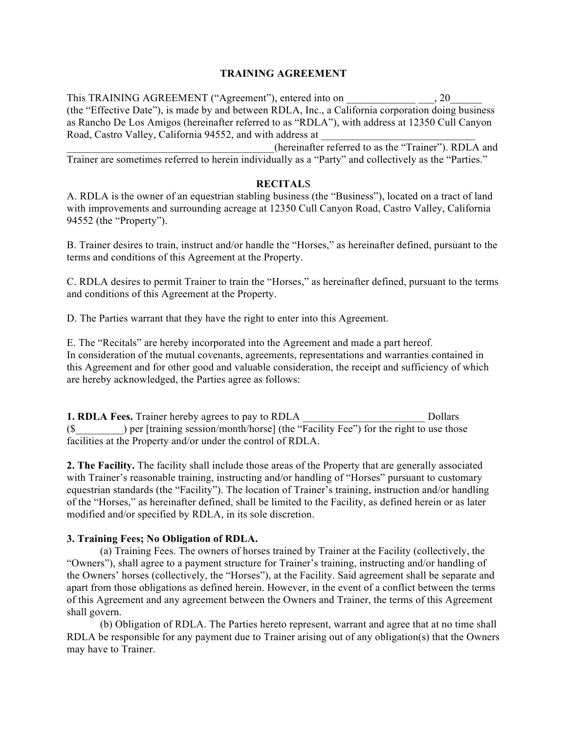# TRAINING AGREEMENT

This TRAINING AGREEMENT ("Agreement"), entered into on _____________ ___, 20______ (the "Effective Date"), is made by and between RDLA, Inc., a California corporation doing business as Rancho De Los Amigos (hereinafter referred to as "RDLA"), with address at 12350 Cull Canyon Road, Castro Valley, California 94552, and with address at _____________________________ _______________________________________(hereinafter referred to as the "Trainer"). RDLA and Trainer are sometimes referred to herein individually as a "Party" and collectively as the "Parties."

## RECITALS

A. RDLA is the owner of an equestrian stabling business (the "Business"), located on a tract of land with improvements and surrounding acreage at 12350 Cull Canyon Road, Castro Valley, California 94552 (the "Property").

B. Trainer desires to train, instruct and/or handle the "Horses," as hereinafter defined, pursuant to the terms and conditions of this Agreement at the Property.

C. RDLA desires to permit Trainer to train the "Horses," as hereinafter defined, pursuant to the terms and conditions of this Agreement at the Property.

D. The Parties warrant that they have the right to enter into this Agreement.

E. The "Recitals" are hereby incorporated into the Agreement and made a part hereof.

In consideration of the mutual covenants, agreements, representations and warranties contained in this Agreement and for other good and valuable consideration, the receipt and sufficiency of which are hereby acknowledged, the Parties agree as follows:

**1. RDLA Fees.** Trainer hereby agrees to pay to RDLA _______________________ Dollars ($_________) per [training session/month/horse] (the "Facility Fee") for the right to use those facilities at the Property and/or under the control of RDLA.

**2. The Facility.** The facility shall include those areas of the Property that are generally associated with Trainer's reasonable training, instructing and/or handling of "Horses" pursuant to customary equestrian standards (the "Facility"). The location of Trainer's training, instruction and/or handling of the "Horses," as hereinafter defined, shall be limited to the Facility, as defined herein or as later modified and/or specified by RDLA, in its sole discretion.

**3. Training Fees; No Obligation of RDLA.**

(a) Training Fees. The owners of horses trained by Trainer at the Facility (collectively, the "Owners"), shall agree to a payment structure for Trainer's training, instructing and/or handling of the Owners' horses (collectively, the "Horses"), at the Facility. Said agreement shall be separate and apart from those obligations as defined herein. However, in the event of a conflict between the terms of this Agreement and any agreement between the Owners and Trainer, the terms of this Agreement shall govern.

(b) Obligation of RDLA. The Parties hereto represent, warrant and agree that at no time shall RDLA be responsible for any payment due to Trainer arising out of any obligation(s) that the Owners may have to Trainer.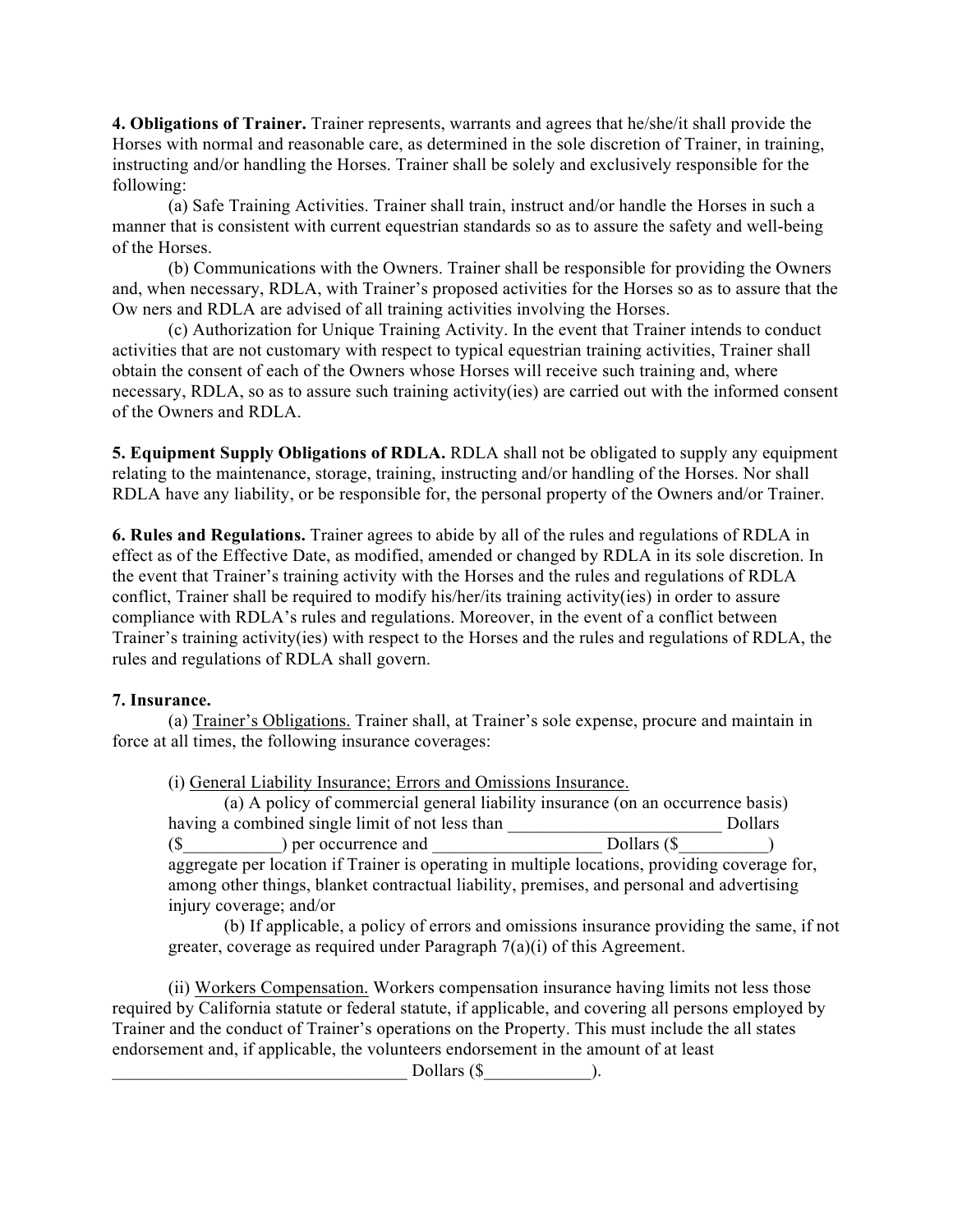**4. Obligations of Trainer.** Trainer represents, warrants and agrees that he/she/it shall provide the Horses with normal and reasonable care, as determined in the sole discretion of Trainer, in training, instructing and/or handling the Horses. Trainer shall be solely and exclusively responsible for the following:

(a) Safe Training Activities. Trainer shall train, instruct and/or handle the Horses in such a manner that is consistent with current equestrian standards so as to assure the safety and well-being of the Horses.

(b) Communications with the Owners. Trainer shall be responsible for providing the Owners and, when necessary, RDLA, with Trainer's proposed activities for the Horses so as to assure that the Ow ners and RDLA are advised of all training activities involving the Horses.

(c) Authorization for Unique Training Activity. In the event that Trainer intends to conduct activities that are not customary with respect to typical equestrian training activities, Trainer shall obtain the consent of each of the Owners whose Horses will receive such training and, where necessary, RDLA, so as to assure such training activity(ies) are carried out with the informed consent of the Owners and RDLA.

**5. Equipment Supply Obligations of RDLA.** RDLA shall not be obligated to supply any equipment relating to the maintenance, storage, training, instructing and/or handling of the Horses. Nor shall RDLA have any liability, or be responsible for, the personal property of the Owners and/or Trainer.

**6. Rules and Regulations.** Trainer agrees to abide by all of the rules and regulations of RDLA in effect as of the Effective Date, as modified, amended or changed by RDLA in its sole discretion. In the event that Trainer's training activity with the Horses and the rules and regulations of RDLA conflict, Trainer shall be required to modify his/her/its training activity(ies) in order to assure compliance with RDLA's rules and regulations. Moreover, in the event of a conflict between Trainer's training activity(ies) with respect to the Horses and the rules and regulations of RDLA, the rules and regulations of RDLA shall govern.

**7. Insurance.**

(a) <u>Trainer's Obligations.</u> Trainer shall, at Trainer's sole expense, procure and maintain in force at all times, the following insurance coverages:

(i) <u>General Liability Insurance; Errors and Omissions Insurance.</u>

(a) A policy of commercial general liability insurance (on an occurrence basis) having a combined single limit of not less than ________________________ Dollars ($___________) per occurrence and __________________ Dollars ($__________) aggregate per location if Trainer is operating in multiple locations, providing coverage for, among other things, blanket contractual liability, premises, and personal and advertising injury coverage; and/or

(b) If applicable, a policy of errors and omissions insurance providing the same, if not greater, coverage as required under Paragraph 7(a)(i) of this Agreement.

(ii) <u>Workers Compensation.</u> Workers compensation insurance having limits not less those required by California statute or federal statute, if applicable, and covering all persons employed by Trainer and the conduct of Trainer's operations on the Property. This must include the all states endorsement and, if applicable, the volunteers endorsement in the amount of at least _________________________________ Dollars ($____________).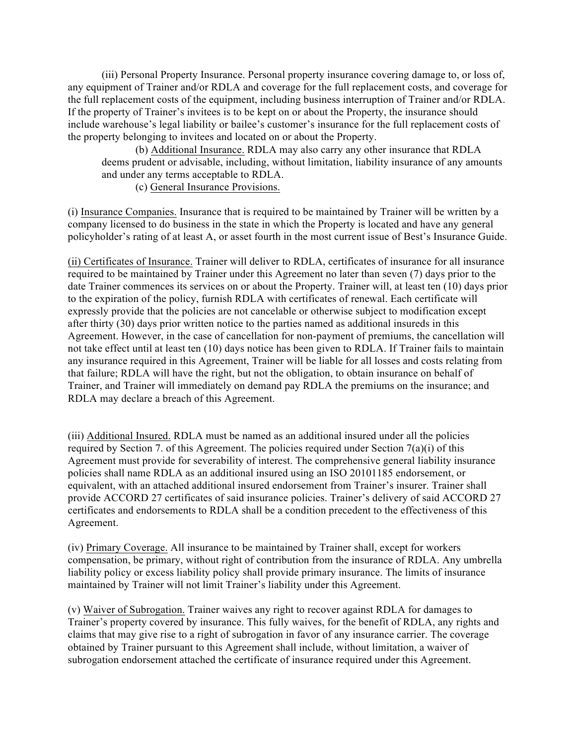(iii) Personal Property Insurance. Personal property insurance covering damage to, or loss of, any equipment of Trainer and/or RDLA and coverage for the full replacement costs, and coverage for the full replacement costs of the equipment, including business interruption of Trainer and/or RDLA. If the property of Trainer's invitees is to be kept on or about the Property, the insurance should include warehouse's legal liability or bailee's customer's insurance for the full replacement costs of the property belonging to invitees and located on or about the Property.

(b) <u>Additional Insurance.</u> RDLA may also carry any other insurance that RDLA deems prudent or advisable, including, without limitation, liability insurance of any amounts and under any terms acceptable to RDLA.

(c) <u>General Insurance Provisions.</u>

(i) <u>Insurance Companies.</u> Insurance that is required to be maintained by Trainer will be written by a company licensed to do business in the state in which the Property is located and have any general policyholder's rating of at least A, or asset fourth in the most current issue of Best's Insurance Guide.

<u>(ii) Certificates of Insurance.</u> Trainer will deliver to RDLA, certificates of insurance for all insurance required to be maintained by Trainer under this Agreement no later than seven (7) days prior to the date Trainer commences its services on or about the Property. Trainer will, at least ten (10) days prior to the expiration of the policy, furnish RDLA with certificates of renewal. Each certificate will expressly provide that the policies are not cancelable or otherwise subject to modification except after thirty (30) days prior written notice to the parties named as additional insureds in this Agreement. However, in the case of cancellation for non-payment of premiums, the cancellation will not take effect until at least ten (10) days notice has been given to RDLA. If Trainer fails to maintain any insurance required in this Agreement, Trainer will be liable for all losses and costs relating from that failure; RDLA will have the right, but not the obligation, to obtain insurance on behalf of Trainer, and Trainer will immediately on demand pay RDLA the premiums on the insurance; and RDLA may declare a breach of this Agreement.

(iii) <u>Additional Insured.</u> RDLA must be named as an additional insured under all the policies required by Section 7. of this Agreement. The policies required under Section 7(a)(i) of this Agreement must provide for severability of interest. The comprehensive general liability insurance policies shall name RDLA as an additional insured using an ISO 20101185 endorsement, or equivalent, with an attached additional insured endorsement from Trainer's insurer. Trainer shall provide ACCORD 27 certificates of said insurance policies. Trainer's delivery of said ACCORD 27 certificates and endorsements to RDLA shall be a condition precedent to the effectiveness of this Agreement.

(iv) <u>Primary Coverage.</u> All insurance to be maintained by Trainer shall, except for workers compensation, be primary, without right of contribution from the insurance of RDLA. Any umbrella liability policy or excess liability policy shall provide primary insurance. The limits of insurance maintained by Trainer will not limit Trainer's liability under this Agreement.

(v) <u>Waiver of Subrogation.</u> Trainer waives any right to recover against RDLA for damages to Trainer's property covered by insurance. This fully waives, for the benefit of RDLA, any rights and claims that may give rise to a right of subrogation in favor of any insurance carrier. The coverage obtained by Trainer pursuant to this Agreement shall include, without limitation, a waiver of subrogation endorsement attached the certificate of insurance required under this Agreement.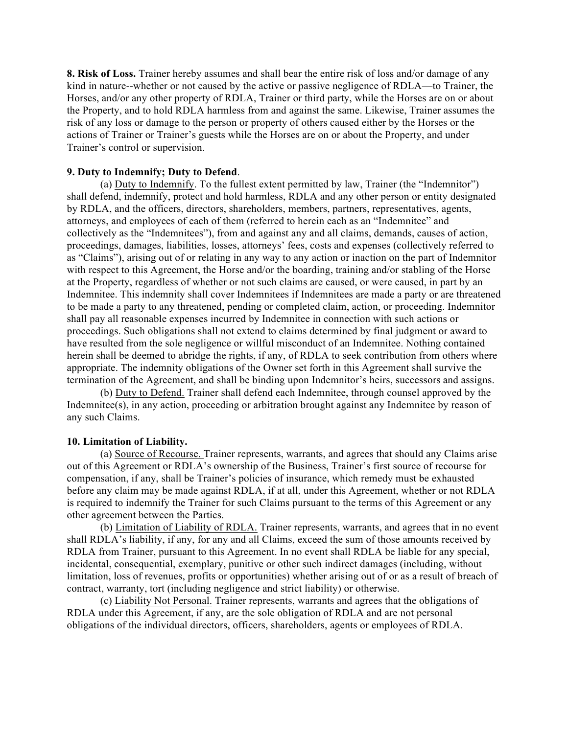**8. Risk of Loss.** Trainer hereby assumes and shall bear the entire risk of loss and/or damage of any kind in nature--whether or not caused by the active or passive negligence of RDLA—to Trainer, the Horses, and/or any other property of RDLA, Trainer or third party, while the Horses are on or about the Property, and to hold RDLA harmless from and against the same. Likewise, Trainer assumes the risk of any loss or damage to the person or property of others caused either by the Horses or the actions of Trainer or Trainer's guests while the Horses are on or about the Property, and under Trainer's control or supervision.

**9. Duty to Indemnify; Duty to Defend**.

(a) Duty to Indemnify. To the fullest extent permitted by law, Trainer (the "Indemnitor") shall defend, indemnify, protect and hold harmless, RDLA and any other person or entity designated by RDLA, and the officers, directors, shareholders, members, partners, representatives, agents, attorneys, and employees of each of them (referred to herein each as an "Indemnitee" and collectively as the "Indemnitees"), from and against any and all claims, demands, causes of action, proceedings, damages, liabilities, losses, attorneys' fees, costs and expenses (collectively referred to as "Claims"), arising out of or relating in any way to any action or inaction on the part of Indemnitor with respect to this Agreement, the Horse and/or the boarding, training and/or stabling of the Horse at the Property, regardless of whether or not such claims are caused, or were caused, in part by an Indemnitee. This indemnity shall cover Indemnitees if Indemnitees are made a party or are threatened to be made a party to any threatened, pending or completed claim, action, or proceeding. Indemnitor shall pay all reasonable expenses incurred by Indemnitee in connection with such actions or proceedings. Such obligations shall not extend to claims determined by final judgment or award to have resulted from the sole negligence or willful misconduct of an Indemnitee. Nothing contained herein shall be deemed to abridge the rights, if any, of RDLA to seek contribution from others where appropriate. The indemnity obligations of the Owner set forth in this Agreement shall survive the termination of the Agreement, and shall be binding upon Indemnitor's heirs, successors and assigns.

(b) Duty to Defend. Trainer shall defend each Indemnitee, through counsel approved by the Indemnitee(s), in any action, proceeding or arbitration brought against any Indemnitee by reason of any such Claims.

**10. Limitation of Liability.**

(a) Source of Recourse. Trainer represents, warrants, and agrees that should any Claims arise out of this Agreement or RDLA's ownership of the Business, Trainer's first source of recourse for compensation, if any, shall be Trainer's policies of insurance, which remedy must be exhausted before any claim may be made against RDLA, if at all, under this Agreement, whether or not RDLA is required to indemnify the Trainer for such Claims pursuant to the terms of this Agreement or any other agreement between the Parties.

(b) Limitation of Liability of RDLA. Trainer represents, warrants, and agrees that in no event shall RDLA's liability, if any, for any and all Claims, exceed the sum of those amounts received by RDLA from Trainer, pursuant to this Agreement. In no event shall RDLA be liable for any special, incidental, consequential, exemplary, punitive or other such indirect damages (including, without limitation, loss of revenues, profits or opportunities) whether arising out of or as a result of breach of contract, warranty, tort (including negligence and strict liability) or otherwise.

(c) Liability Not Personal. Trainer represents, warrants and agrees that the obligations of RDLA under this Agreement, if any, are the sole obligation of RDLA and are not personal obligations of the individual directors, officers, shareholders, agents or employees of RDLA.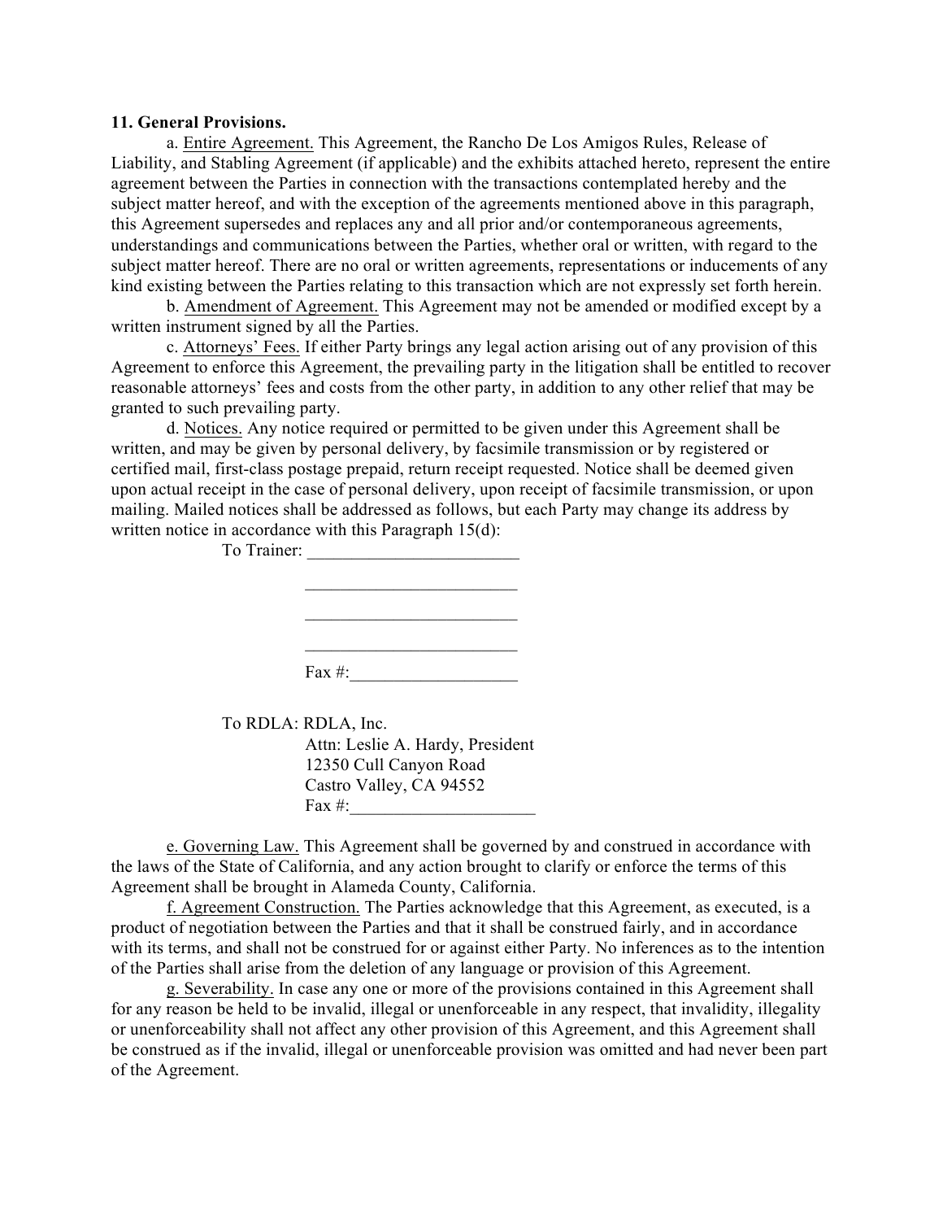**11. General Provisions.**

a. <u>Entire Agreement.</u> This Agreement, the Rancho De Los Amigos Rules, Release of Liability, and Stabling Agreement (if applicable) and the exhibits attached hereto, represent the entire agreement between the Parties in connection with the transactions contemplated hereby and the subject matter hereof, and with the exception of the agreements mentioned above in this paragraph, this Agreement supersedes and replaces any and all prior and/or contemporaneous agreements, understandings and communications between the Parties, whether oral or written, with regard to the subject matter hereof. There are no oral or written agreements, representations or inducements of any kind existing between the Parties relating to this transaction which are not expressly set forth herein.

b. <u>Amendment of Agreement.</u> This Agreement may not be amended or modified except by a written instrument signed by all the Parties.

c. <u>Attorneys' Fees.</u> If either Party brings any legal action arising out of any provision of this Agreement to enforce this Agreement, the prevailing party in the litigation shall be entitled to recover reasonable attorneys' fees and costs from the other party, in addition to any other relief that may be granted to such prevailing party.

d. <u>Notices.</u> Any notice required or permitted to be given under this Agreement shall be written, and may be given by personal delivery, by facsimile transmission or by registered or certified mail, first-class postage prepaid, return receipt requested. Notice shall be deemed given upon actual receipt in the case of personal delivery, upon receipt of facsimile transmission, or upon mailing. Mailed notices shall be addressed as follows, but each Party may change its address by written notice in accordance with this Paragraph 15(d):

To Trainer: ________________________

________________________

________________________

________________________

Fax #:___________________

To RDLA: RDLA, Inc.
Attn: Leslie A. Hardy, President
12350 Cull Canyon Road
Castro Valley, CA 94552
Fax #:_____________________

e. <u>Governing Law.</u> This Agreement shall be governed by and construed in accordance with the laws of the State of California, and any action brought to clarify or enforce the terms of this Agreement shall be brought in Alameda County, California.

f. <u>Agreement Construction.</u> The Parties acknowledge that this Agreement, as executed, is a product of negotiation between the Parties and that it shall be construed fairly, and in accordance with its terms, and shall not be construed for or against either Party. No inferences as to the intention of the Parties shall arise from the deletion of any language or provision of this Agreement.

g. <u>Severability.</u> In case any one or more of the provisions contained in this Agreement shall for any reason be held to be invalid, illegal or unenforceable in any respect, that invalidity, illegality or unenforceability shall not affect any other provision of this Agreement, and this Agreement shall be construed as if the invalid, illegal or unenforceable provision was omitted and had never been part of the Agreement.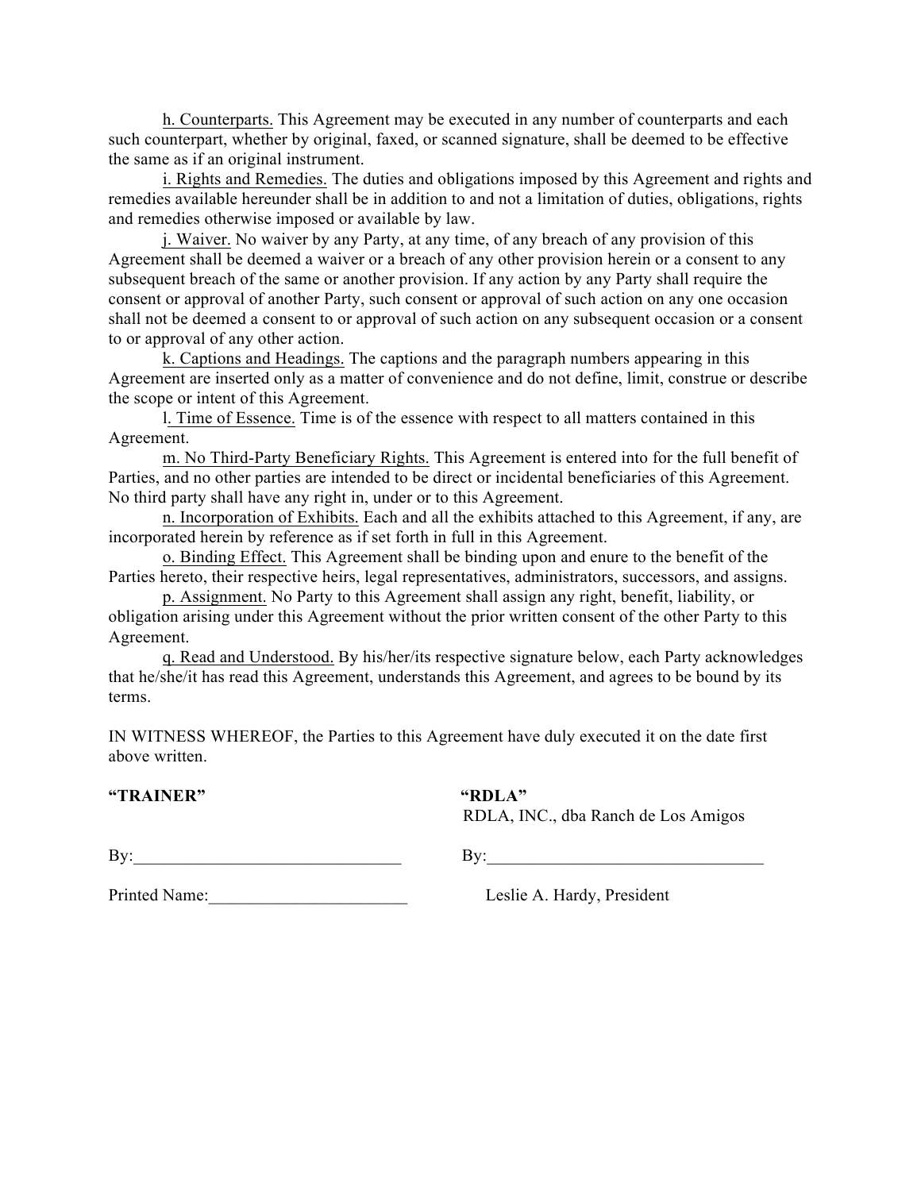h. Counterparts. This Agreement may be executed in any number of counterparts and each such counterpart, whether by original, faxed, or scanned signature, shall be deemed to be effective the same as if an original instrument.

i. Rights and Remedies. The duties and obligations imposed by this Agreement and rights and remedies available hereunder shall be in addition to and not a limitation of duties, obligations, rights and remedies otherwise imposed or available by law.

j. Waiver. No waiver by any Party, at any time, of any breach of any provision of this Agreement shall be deemed a waiver or a breach of any other provision herein or a consent to any subsequent breach of the same or another provision. If any action by any Party shall require the consent or approval of another Party, such consent or approval of such action on any one occasion shall not be deemed a consent to or approval of such action on any subsequent occasion or a consent to or approval of any other action.

k. Captions and Headings. The captions and the paragraph numbers appearing in this Agreement are inserted only as a matter of convenience and do not define, limit, construe or describe the scope or intent of this Agreement.

l. Time of Essence. Time is of the essence with respect to all matters contained in this Agreement.

m. No Third-Party Beneficiary Rights. This Agreement is entered into for the full benefit of Parties, and no other parties are intended to be direct or incidental beneficiaries of this Agreement. No third party shall have any right in, under or to this Agreement.

n. Incorporation of Exhibits. Each and all the exhibits attached to this Agreement, if any, are incorporated herein by reference as if set forth in full in this Agreement.

o. Binding Effect. This Agreement shall be binding upon and enure to the benefit of the Parties hereto, their respective heirs, legal representatives, administrators, successors, and assigns.

p. Assignment. No Party to this Agreement shall assign any right, benefit, liability, or obligation arising under this Agreement without the prior written consent of the other Party to this Agreement.

q. Read and Understood. By his/her/its respective signature below, each Party acknowledges that he/she/it has read this Agreement, understands this Agreement, and agrees to be bound by its terms.

IN WITNESS WHEREOF, the Parties to this Agreement have duly executed it on the date first above written.

**"TRAINER"**

By:______________________________

Printed Name:______________________

**"RDLA"**
RDLA, INC., dba Ranch de Los Amigos

By:________________________________

Leslie A. Hardy, President